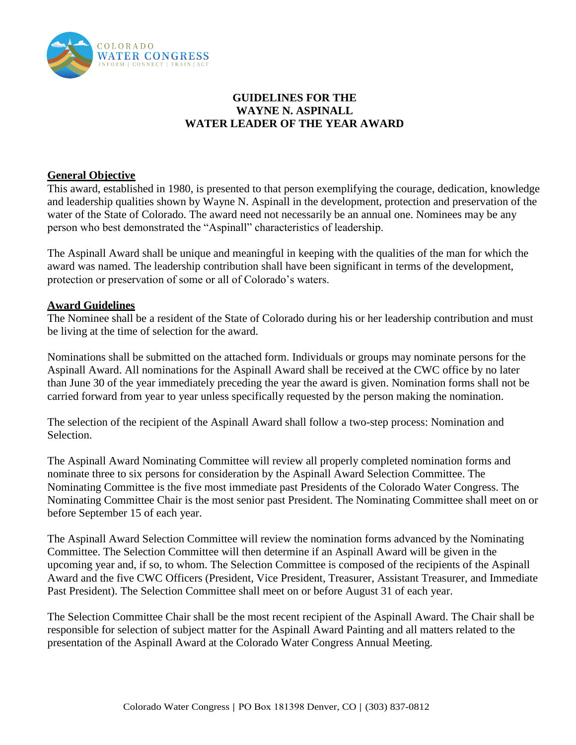# GUIDELINES FOR THE WAYNE N. ASPINALL WATER LEADER OF THE YEAR AWARD

## General Objective

This award, established in 1980, is presented to that person exemplifying the courage, dedication, knowledge and leadership qualities shown by Wayne N. Aspinall in the development, protection and preservation of the water of the State of Colorado. The award need not necessarily be an annual one. Nominees may be any person who best demonstrated the "Aspinall" characteristics of leadership.

The Aspinall Award shall be unique and meaningful in keeping with the qualities of the man for which the award was named. The leadership contribution shall have been significant in terms of the development, protection or preservation of some or all of Colorado's waters.

## Award Guidelines

The Nominee shall be a resident of the State of Colorado during his or her leadership contribution and must be living at the time of selection for the award.

Nominations shall be submitted on the attached form. Individuals or groups may nominate persons for the Aspinall Award. All nominations for the Aspinall Award shall be received at the CWC office by no later than June 30 of the year immediately preceding the year the award is given. Nomination forms shall not be carried forward from year to year unless specifically requested by the person making the nomination.

The selection of the recipient of the Aspinall Award shall follow a two-step process: Nomination and Selection.

The Aspinall Award Nominating Committee will review all properly completed nomination forms and nominate three to six persons for consideration by the Aspinall Award Selection Committee. The Nominating Committee is the five most immediate past Presidents of the Colorado Water Congress. The Nominating Committee Chair is the most senior past President. The Nominating Committee shall meet on or before September 15 of each year.

The Aspinall Award Selection Committee will review the nomination forms advanced by the Nominating Committee. The Selection Committee will then determine if an Aspinall Award will be given in the upcoming year and, if so, to whom. The Selection Committee is composed of the recipients of the Aspinall Award and the five CWC Officers (President, Vice President, Treasurer, Assistant Treasurer, and Immediate Past President). The Selection Committee shall meet on or before August 31 of each year.

The Selection Committee Chair shall be the most recent recipient of the Aspinall Award. The Chair shall be responsible for selection of subject matter for the Aspinall Award Painting and all matters related to the presentation of the Aspinall Award at the Colorado Water Congress Annual Meeting.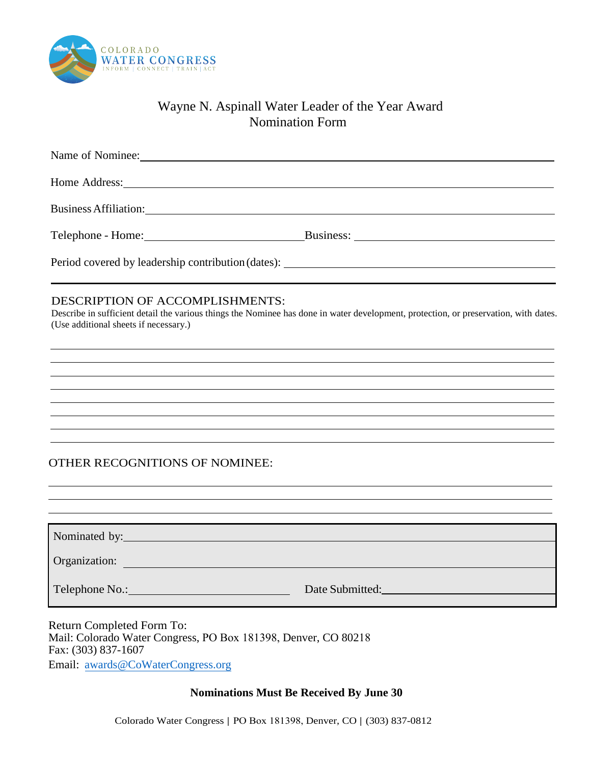COLORADO
WATER CONGRESS
INFORM | CONNECT | TRAIN | ACT

# Wayne N. Aspinall Water Leader of the Year Award
## Nomination Form

Name of Nominee: ____________________________________________

Home Address: ____________________________________________

Business Affiliation: ____________________________________________

Telephone - Home: ______________________ Business: ______________________

Period covered by leadership contribution (dates): ______________________

---

DESCRIPTION OF ACCOMPLISHMENTS:

Describe in sufficient detail the various things the Nominee has done in water development, protection, or preservation, with dates. (Use additional sheets if necessary.)

____________________________________________

____________________________________________

____________________________________________

____________________________________________

____________________________________________

____________________________________________

____________________________________________

OTHER RECOGNITIONS OF NOMINEE:

____________________________________________

____________________________________________

____________________________________________

Nominated by: ____________________________________________

Organization: ____________________________________________

Telephone No.: ______________________ Date Submitted: ______________________

Return Completed Form To:
Mail: Colorado Water Congress, PO Box 181398, Denver, CO 80218
Fax: (303) 837-1607
Email: awards@CoWaterCongress.org

**Nominations Must Be Received By June 30**

Colorado Water Congress | PO Box 181398, Denver, CO | (303) 837-0812